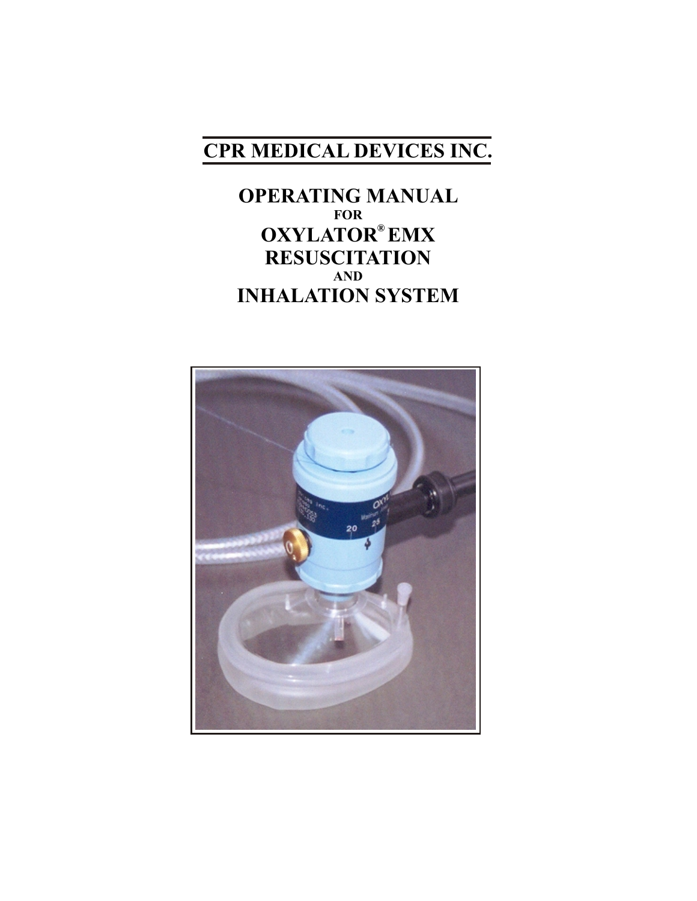# CPR MEDICAL DEVICES INC.

# OPERATING MANUAL
FOR
# OXYLATOR® EMX RESUSCITATION
AND
# INHALATION SYSTEM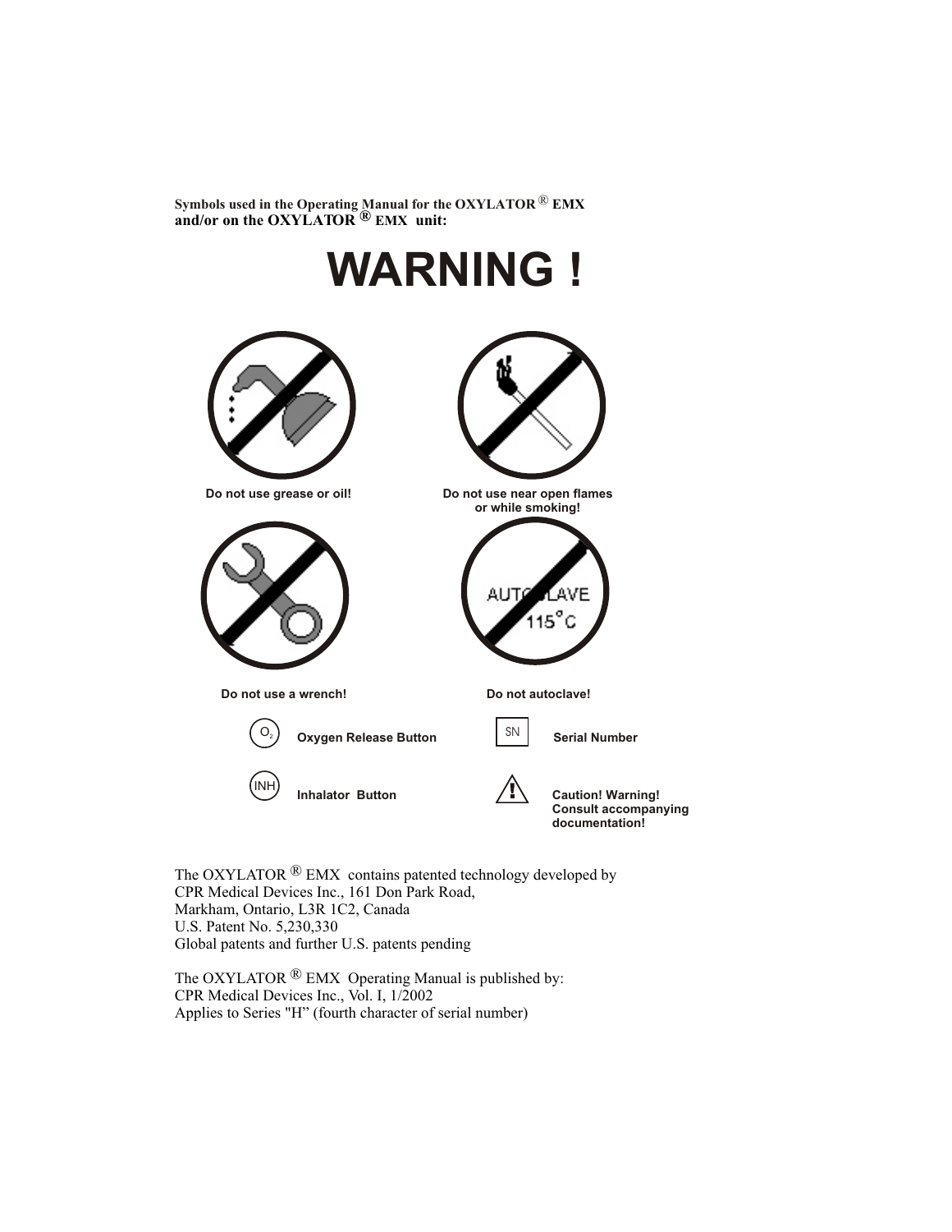**Symbols used in the Operating Manual for the OXYLATOR ® EMX and/or on the OXYLATOR ® EMX unit:**

# WARNING !

**Do not use grease or oil!**

**Do not use near open flames or while smoking!**

**Do not use a wrench!**

**Do not autoclave!**

$O_2$ **Oxygen Release Button**

SN **Serial Number**

INH **Inhalator Button**

**Caution! Warning! Consult accompanying documentation!**

The OXYLATOR ® EMX contains patented technology developed by
CPR Medical Devices Inc., 161 Don Park Road,
Markham, Ontario, L3R 1C2, Canada
U.S. Patent No. 5,230,330
Global patents and further U.S. patents pending

The OXYLATOR ® EMX Operating Manual is published by:
CPR Medical Devices Inc., Vol. I, 1/2002
Applies to Series "H" (fourth character of serial number)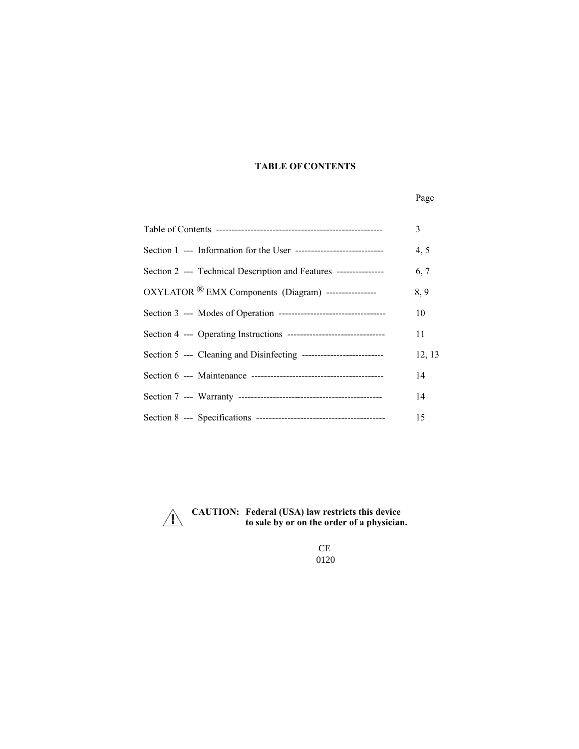## TABLE OF CONTENTS

| | Page |
|---|---|
| Table of Contents | 3 |
| Section 1 --- Information for the User | 4, 5 |
| Section 2 --- Technical Description and Features | 6, 7 |
| OXYLATOR ® EMX Components (Diagram) | 8, 9 |
| Section 3 --- Modes of Operation | 10 |
| Section 4 --- Operating Instructions | 11 |
| Section 5 --- Cleaning and Disinfecting | 12, 13 |
| Section 6 --- Maintenance | 14 |
| Section 7 --- Warranty | 14 |
| Section 8 --- Specifications | 15 |

⚠ **CAUTION: Federal (USA) law restricts this device to sale by or on the order of a physician.**

CE
0120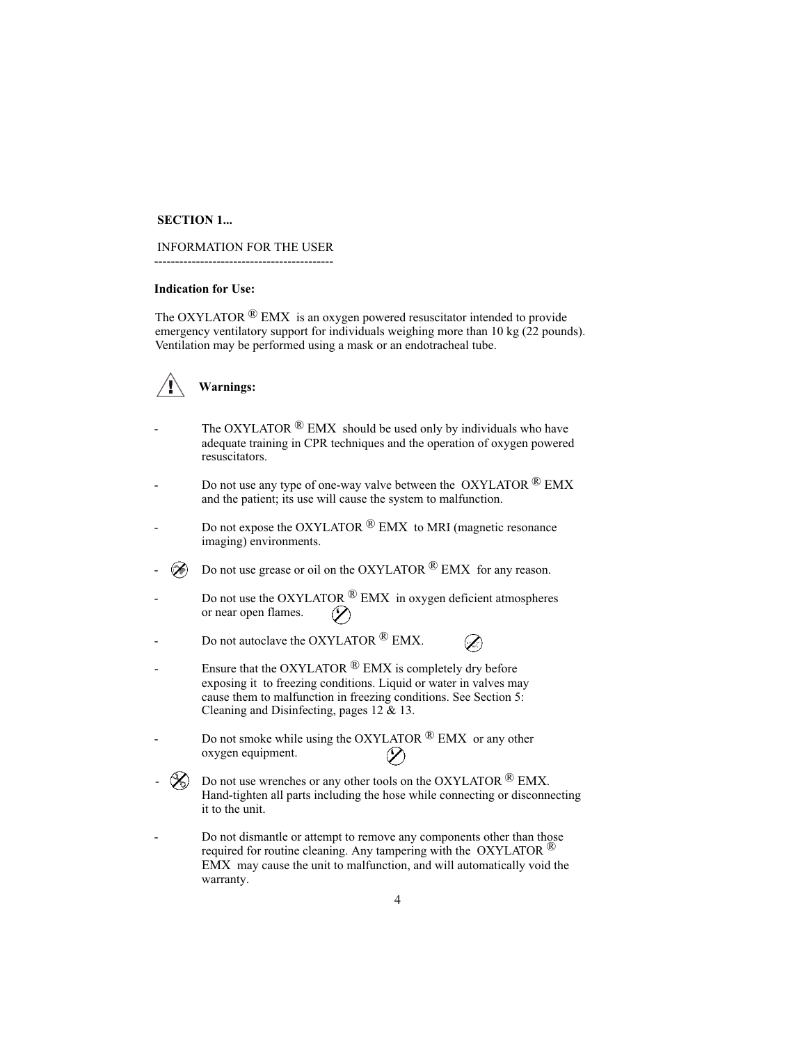**SECTION 1...**

INFORMATION FOR THE USER

------------------------------------------

**Indication for Use:**

The OXYLATOR ® EMX is an oxygen powered resuscitator intended to provide emergency ventilatory support for individuals weighing more than 10 kg (22 pounds). Ventilation may be performed using a mask or an endotracheal tube.

**Warnings:**

- The OXYLATOR ® EMX should be used only by individuals who have adequate training in CPR techniques and the operation of oxygen powered resuscitators.

- Do not use any type of one-way valve between the OXYLATOR ® EMX and the patient; its use will cause the system to malfunction.

- Do not expose the OXYLATOR ® EMX to MRI (magnetic resonance imaging) environments.

- Do not use grease or oil on the OXYLATOR ® EMX for any reason.

- Do not use the OXYLATOR ® EMX in oxygen deficient atmospheres or near open flames.

- Do not autoclave the OXYLATOR ® EMX.

- Ensure that the OXYLATOR ® EMX is completely dry before exposing it to freezing conditions. Liquid or water in valves may cause them to malfunction in freezing conditions. See Section 5: Cleaning and Disinfecting, pages 12 & 13.

- Do not smoke while using the OXYLATOR ® EMX or any other oxygen equipment.

- Do not use wrenches or any other tools on the OXYLATOR ® EMX. Hand-tighten all parts including the hose while connecting or disconnecting it to the unit.

- Do not dismantle or attempt to remove any components other than those required for routine cleaning. Any tampering with the OXYLATOR ® EMX may cause the unit to malfunction, and will automatically void the warranty.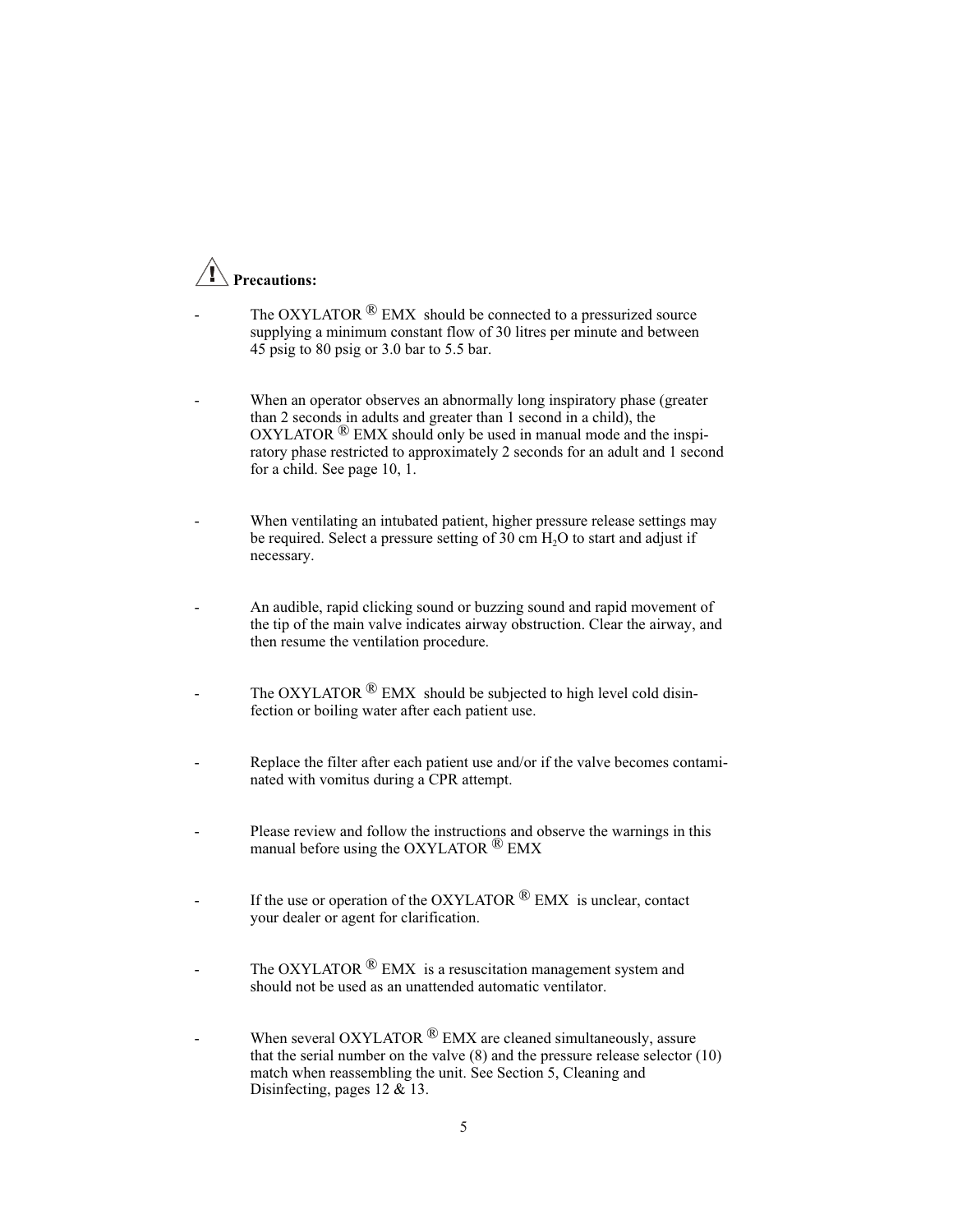## ⚠ Precautions:

- The OXYLATOR ® EMX should be connected to a pressurized source supplying a minimum constant flow of 30 litres per minute and between 45 psig to 80 psig or 3.0 bar to 5.5 bar.

- When an operator observes an abnormally long inspiratory phase (greater than 2 seconds in adults and greater than 1 second in a child), the OXYLATOR ® EMX should only be used in manual mode and the inspiratory phase restricted to approximately 2 seconds for an adult and 1 second for a child. See page 10, 1.

- When ventilating an intubated patient, higher pressure release settings may be required. Select a pressure setting of 30 cm $H_2O$ to start and adjust if necessary.

- An audible, rapid clicking sound or buzzing sound and rapid movement of the tip of the main valve indicates airway obstruction. Clear the airway, and then resume the ventilation procedure.

- The OXYLATOR ® EMX should be subjected to high level cold disinfection or boiling water after each patient use.

- Replace the filter after each patient use and/or if the valve becomes contaminated with vomitus during a CPR attempt.

- Please review and follow the instructions and observe the warnings in this manual before using the OXYLATOR ® EMX

- If the use or operation of the OXYLATOR ® EMX is unclear, contact your dealer or agent for clarification.

- The OXYLATOR ® EMX is a resuscitation management system and should not be used as an unattended automatic ventilator.

- When several OXYLATOR ® EMX are cleaned simultaneously, assure that the serial number on the valve (8) and the pressure release selector (10) match when reassembling the unit. See Section 5, Cleaning and Disinfecting, pages 12 & 13.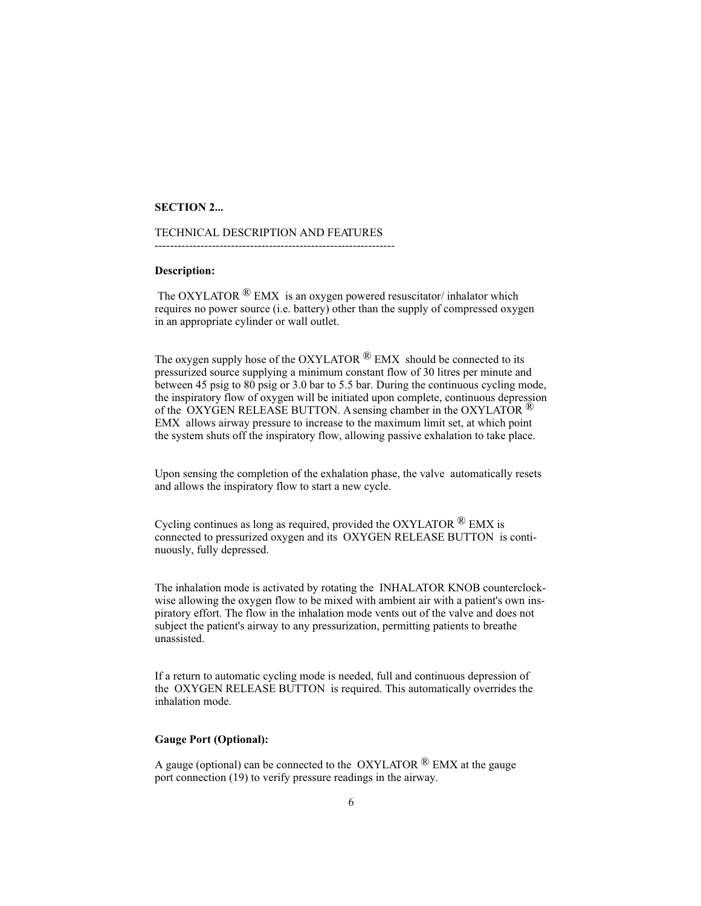**SECTION 2...**

TECHNICAL DESCRIPTION AND FEATURES

---

**Description:**

The OXYLATOR ® EMX is an oxygen powered resuscitator/ inhalator which requires no power source (i.e. battery) other than the supply of compressed oxygen in an appropriate cylinder or wall outlet.

The oxygen supply hose of the OXYLATOR ® EMX should be connected to its pressurized source supplying a minimum constant flow of 30 litres per minute and between 45 psig to 80 psig or 3.0 bar to 5.5 bar. During the continuous cycling mode, the inspiratory flow of oxygen will be initiated upon complete, continuous depression of the OXYGEN RELEASE BUTTON. A sensing chamber in the OXYLATOR ® EMX allows airway pressure to increase to the maximum limit set, at which point the system shuts off the inspiratory flow, allowing passive exhalation to take place.

Upon sensing the completion of the exhalation phase, the valve automatically resets and allows the inspiratory flow to start a new cycle.

Cycling continues as long as required, provided the OXYLATOR ® EMX is connected to pressurized oxygen and its OXYGEN RELEASE BUTTON is continuously, fully depressed.

The inhalation mode is activated by rotating the INHALATOR KNOB counterclockwise allowing the oxygen flow to be mixed with ambient air with a patient's own inspiratory effort. The flow in the inhalation mode vents out of the valve and does not subject the patient's airway to any pressurization, permitting patients to breathe unassisted.

If a return to automatic cycling mode is needed, full and continuous depression of the OXYGEN RELEASE BUTTON is required. This automatically overrides the inhalation mode.

**Gauge Port (Optional):**

A gauge (optional) can be connected to the OXYLATOR ® EMX at the gauge port connection (19) to verify pressure readings in the airway.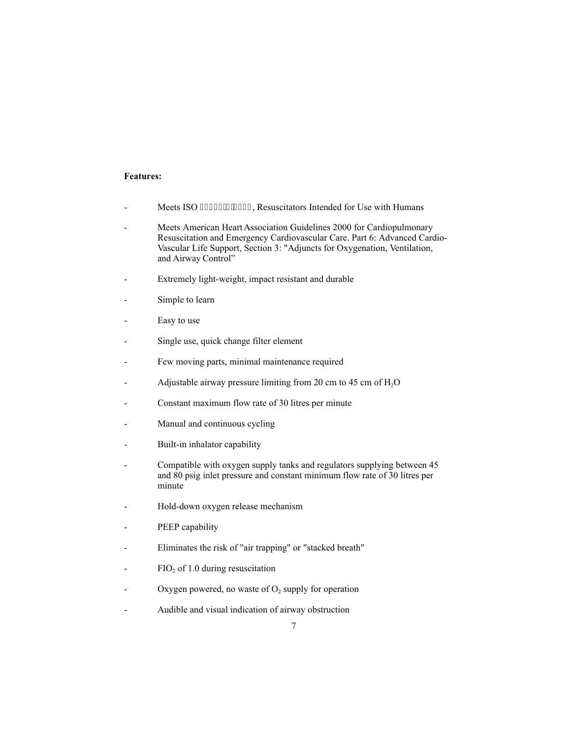**Features:**

- Meets ISO ��������������, Resuscitators Intended for Use with Humans
- Meets American Heart Association Guidelines 2000 for Cardiopulmonary Resuscitation and Emergency Cardiovascular Care. Part 6: Advanced Cardio-Vascular Life Support, Section 3: "Adjuncts for Oxygenation, Ventilation, and Airway Control"
- Extremely light-weight, impact resistant and durable
- Simple to learn
- Easy to use
- Single use, quick change filter element
- Few moving parts, minimal maintenance required
- Adjustable airway pressure limiting from 20 cm to 45 cm of $H_2O$
- Constant maximum flow rate of 30 litres per minute
- Manual and continuous cycling
- Built-in inhalator capability
- Compatible with oxygen supply tanks and regulators supplying between 45 and 80 psig inlet pressure and constant minimum flow rate of 30 litres per minute
- Hold-down oxygen release mechanism
- PEEP capability
- Eliminates the risk of "air trapping" or "stacked breath"
- $FIO_2$ of 1.0 during resuscitation
- Oxygen powered, no waste of $O_2$ supply for operation
- Audible and visual indication of airway obstruction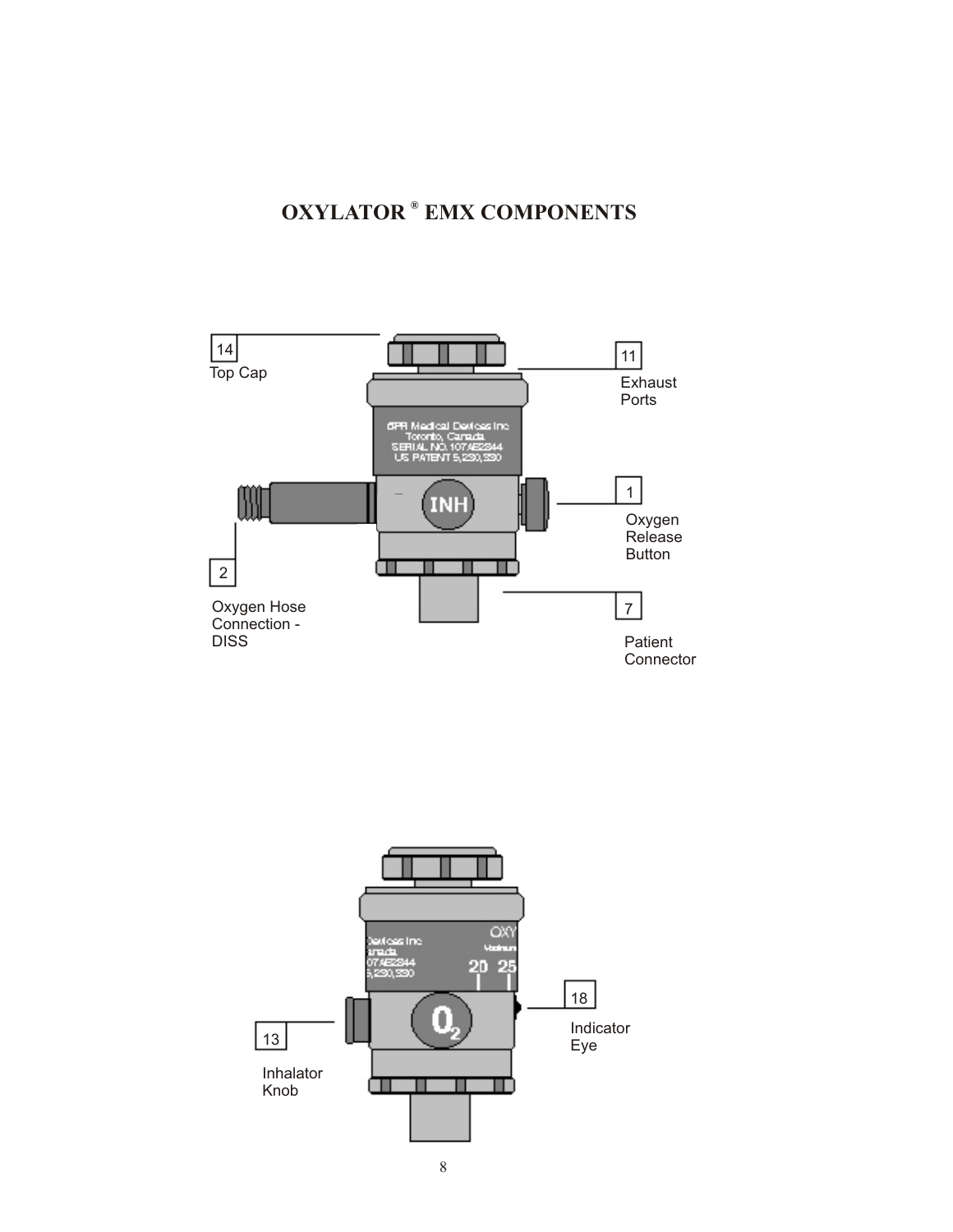# OXYLATOR® EMX COMPONENTS

14 Top Cap

11 Exhaust Ports

1 Oxygen Release Button

2 Oxygen Hose Connection - DISS

7 Patient Connector

13 Inhalator Knob

18 Indicator Eye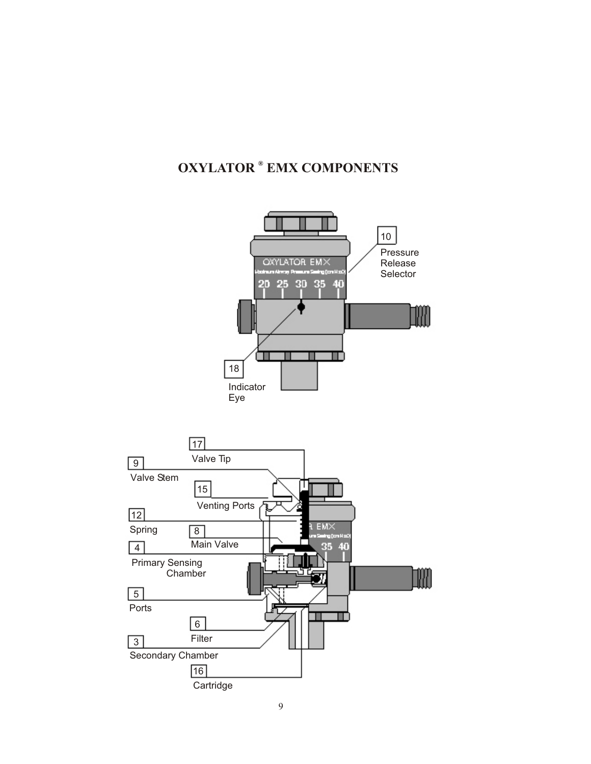# OXYLATOR ® EMX COMPONENTS

10 Pressure Release Selector

18 Indicator Eye

17 Valve Tip

9 Valve Stem

15 Venting Ports

12 Spring

8 Main Valve

4 Primary Sensing Chamber

5 Ports

6 Filter

3 Secondary Chamber

16 Cartridge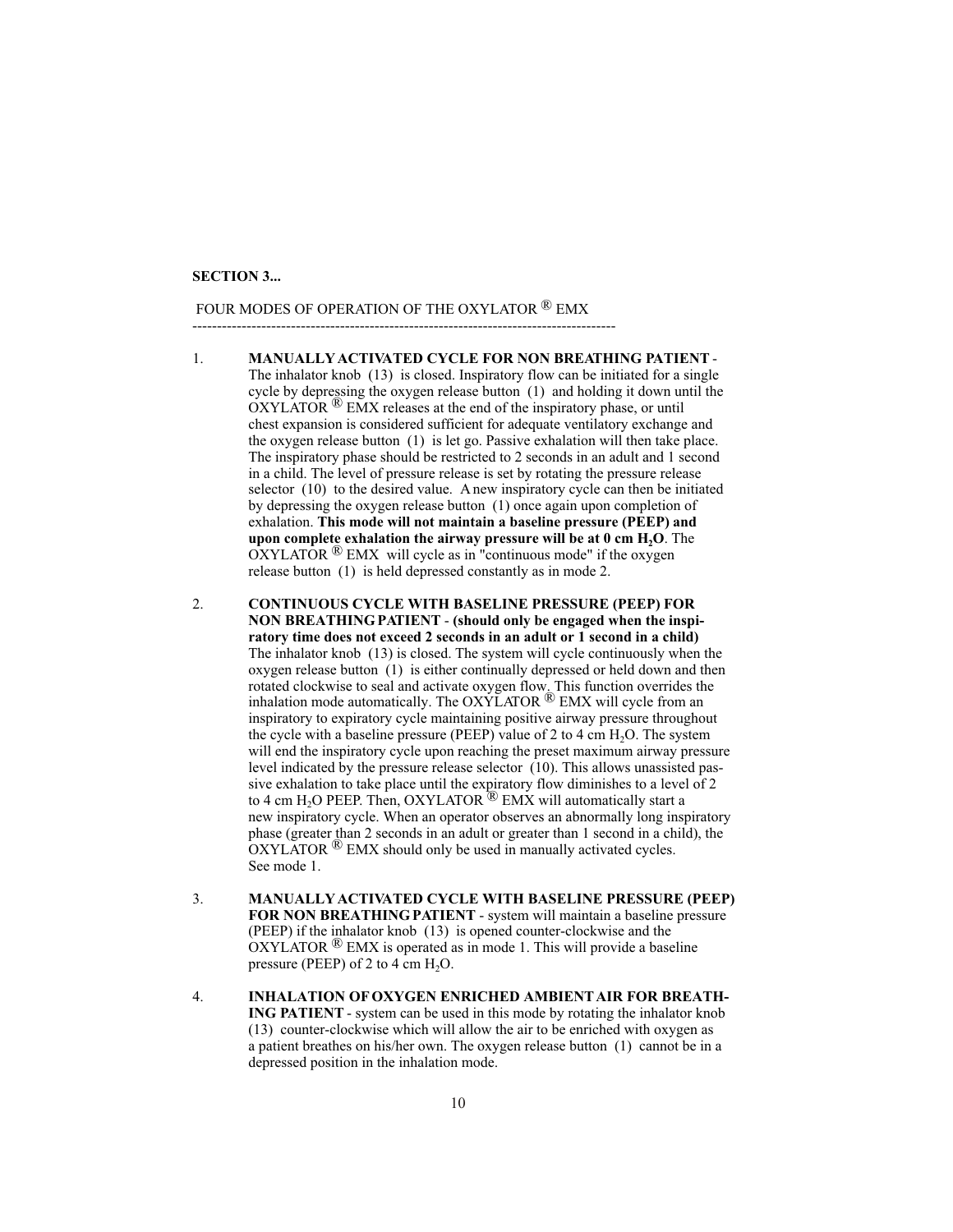**SECTION 3...**

FOUR MODES OF OPERATION OF THE OXYLATOR ® EMX

---

1. **MANUALLY ACTIVATED CYCLE FOR NON BREATHING PATIENT** - The inhalator knob (13) is closed. Inspiratory flow can be initiated for a single cycle by depressing the oxygen release button (1) and holding it down until the OXYLATOR ® EMX releases at the end of the inspiratory phase, or until chest expansion is considered sufficient for adequate ventilatory exchange and the oxygen release button (1) is let go. Passive exhalation will then take place. The inspiratory phase should be restricted to 2 seconds in an adult and 1 second in a child. The level of pressure release is set by rotating the pressure release selector (10) to the desired value. A new inspiratory cycle can then be initiated by depressing the oxygen release button (1) once again upon completion of exhalation. **This mode will not maintain a baseline pressure (PEEP) and upon complete exhalation the airway pressure will be at 0 cm $H_2O$**. The OXYLATOR ® EMX will cycle as in "continuous mode" if the oxygen release button (1) is held depressed constantly as in mode 2.

2. **CONTINUOUS CYCLE WITH BASELINE PRESSURE (PEEP) FOR NON BREATHING PATIENT** - **(should only be engaged when the inspiratory time does not exceed 2 seconds in an adult or 1 second in a child)** The inhalator knob (13) is closed. The system will cycle continuously when the oxygen release button (1) is either continually depressed or held down and then rotated clockwise to seal and activate oxygen flow. This function overrides the inhalation mode automatically. The OXYLATOR ® EMX will cycle from an inspiratory to expiratory cycle maintaining positive airway pressure throughout the cycle with a baseline pressure (PEEP) value of 2 to 4 cm $H_2O$. The system will end the inspiratory cycle upon reaching the preset maximum airway pressure level indicated by the pressure release selector (10). This allows unassisted passive exhalation to take place until the expiratory flow diminishes to a level of 2 to 4 cm $H_2O$ PEEP. Then, OXYLATOR ® EMX will automatically start a new inspiratory cycle. When an operator observes an abnormally long inspiratory phase (greater than 2 seconds in an adult or greater than 1 second in a child), the OXYLATOR ® EMX should only be used in manually activated cycles. See mode 1.

3. **MANUALLY ACTIVATED CYCLE WITH BASELINE PRESSURE (PEEP) FOR NON BREATHING PATIENT** - system will maintain a baseline pressure (PEEP) if the inhalator knob (13) is opened counter-clockwise and the OXYLATOR ® EMX is operated as in mode 1. This will provide a baseline pressure (PEEP) of 2 to 4 cm $H_2O$.

4. **INHALATION OF OXYGEN ENRICHED AMBIENT AIR FOR BREATHING PATIENT** - system can be used in this mode by rotating the inhalator knob (13) counter-clockwise which will allow the air to be enriched with oxygen as a patient breathes on his/her own. The oxygen release button (1) cannot be in a depressed position in the inhalation mode.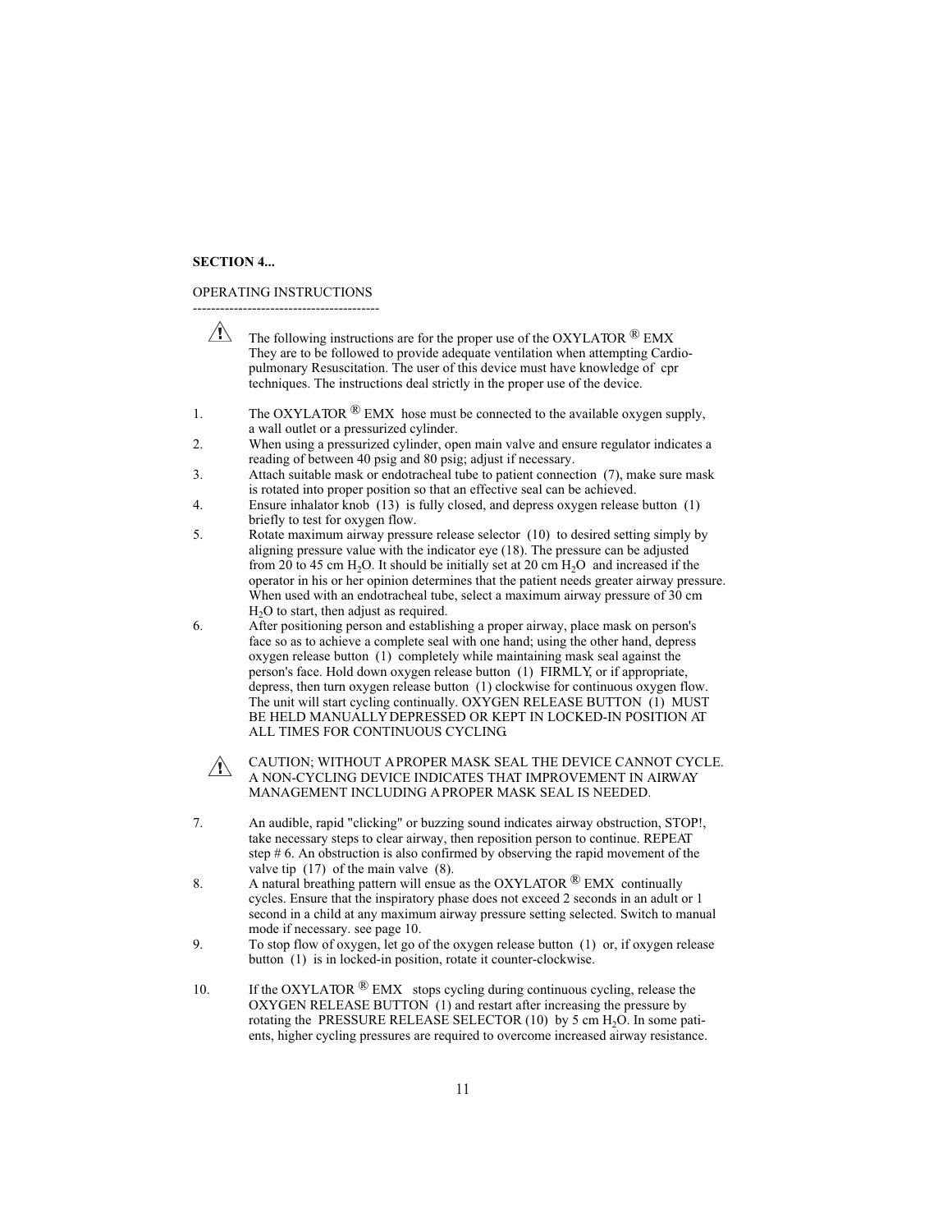**SECTION 4...**

OPERATING INSTRUCTIONS

-----------------------------------------

⚠ The following instructions are for the proper use of the OXYLATOR ® EMX They are to be followed to provide adequate ventilation when attempting Cardio-pulmonary Resuscitation. The user of this device must have knowledge of cpr techniques. The instructions deal strictly in the proper use of the device.

1. The OXYLATOR ® EMX hose must be connected to the available oxygen supply, a wall outlet or a pressurized cylinder.
2. When using a pressurized cylinder, open main valve and ensure regulator indicates a reading of between 40 psig and 80 psig; adjust if necessary.
3. Attach suitable mask or endotracheal tube to patient connection (7), make sure mask is rotated into proper position so that an effective seal can be achieved.
4. Ensure inhalator knob (13) is fully closed, and depress oxygen release button (1) briefly to test for oxygen flow.
5. Rotate maximum airway pressure release selector (10) to desired setting simply by aligning pressure value with the indicator eye (18). The pressure can be adjusted from 20 to 45 cm $H_2O$. It should be initially set at 20 cm $H_2O$ and increased if the operator in his or her opinion determines that the patient needs greater airway pressure. When used with an endotracheal tube, select a maximum airway pressure of 30 cm $H_2O$ to start, then adjust as required.
6. After positioning person and establishing a proper airway, place mask on person's face so as to achieve a complete seal with one hand; using the other hand, depress oxygen release button (1) completely while maintaining mask seal against the person's face. Hold down oxygen release button (1) FIRMLY, or if appropriate, depress, then turn oxygen release button (1) clockwise for continuous oxygen flow. The unit will start cycling continually. OXYGEN RELEASE BUTTON (1) MUST BE HELD MANUALLY DEPRESSED OR KEPT IN LOCKED-IN POSITION AT ALL TIMES FOR CONTINUOUS CYCLING.

⚠ CAUTION; WITHOUT A PROPER MASK SEAL THE DEVICE CANNOT CYCLE. A NON-CYCLING DEVICE INDICATES THAT IMPROVEMENT IN AIRWAY MANAGEMENT INCLUDING A PROPER MASK SEAL IS NEEDED.

7. An audible, rapid "clicking" or buzzing sound indicates airway obstruction, STOP!, take necessary steps to clear airway, then reposition person to continue. REPEAT step # 6. An obstruction is also confirmed by observing the rapid movement of the valve tip (17) of the main valve (8).
8. A natural breathing pattern will ensue as the OXYLATOR ® EMX continually cycles. Ensure that the inspiratory phase does not exceed 2 seconds in an adult or 1 second in a child at any maximum airway pressure setting selected. Switch to manual mode if necessary. see page 10.
9. To stop flow of oxygen, let go of the oxygen release button (1) or, if oxygen release button (1) is in locked-in position, rotate it counter-clockwise.
10. If the OXYLATOR ® EMX stops cycling during continuous cycling, release the OXYGEN RELEASE BUTTON (1) and restart after increasing the pressure by rotating the PRESSURE RELEASE SELECTOR (10) by 5 cm $H_2O$. In some patients, higher cycling pressures are required to overcome increased airway resistance.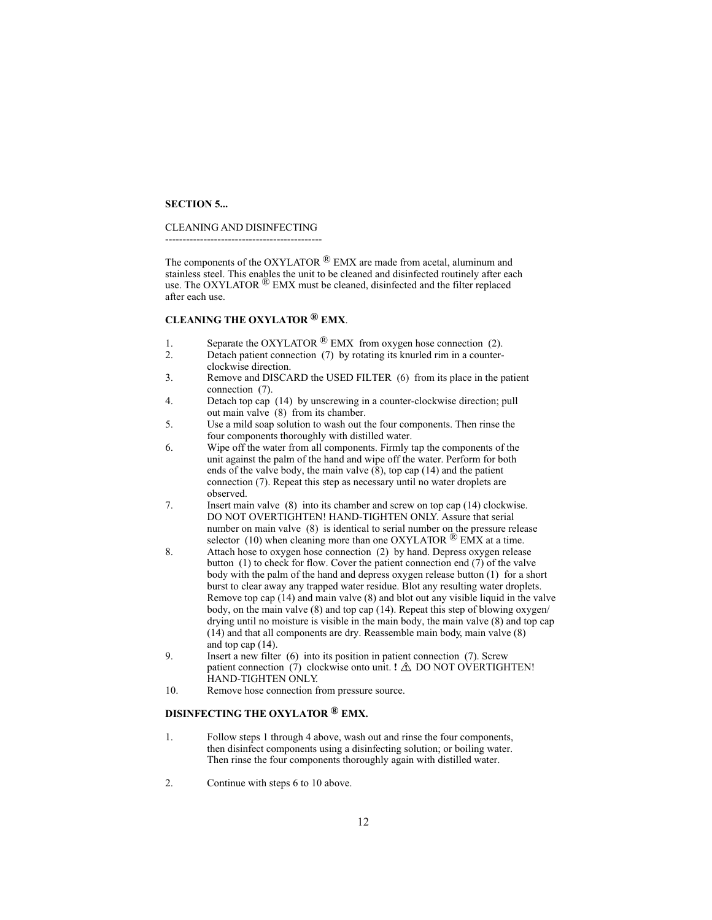**SECTION 5...**

CLEANING AND DISINFECTING

---

The components of the OXYLATOR ® EMX are made from acetal, aluminum and stainless steel. This enables the unit to be cleaned and disinfected routinely after each use. The OXYLATOR ® EMX must be cleaned, disinfected and the filter replaced after each use.

**CLEANING THE OXYLATOR ® EMX**.

1. Separate the OXYLATOR ® EMX from oxygen hose connection (2).
2. Detach patient connection (7) by rotating its knurled rim in a counter-clockwise direction.
3. Remove and DISCARD the USED FILTER (6) from its place in the patient connection (7).
4. Detach top cap (14) by unscrewing in a counter-clockwise direction; pull out main valve (8) from its chamber.
5. Use a mild soap solution to wash out the four components. Then rinse the four components thoroughly with distilled water.
6. Wipe off the water from all components. Firmly tap the components of the unit against the palm of the hand and wipe off the water. Perform for both ends of the valve body, the main valve (8), top cap (14) and the patient connection (7). Repeat this step as necessary until no water droplets are observed.
7. Insert main valve (8) into its chamber and screw on top cap (14) clockwise. DO NOT OVERTIGHTEN! HAND-TIGHTEN ONLY. Assure that serial number on main valve (8) is identical to serial number on the pressure release selector (10) when cleaning more than one OXYLATOR ® EMX at a time.
8. Attach hose to oxygen hose connection (2) by hand. Depress oxygen release button (1) to check for flow. Cover the patient connection end (7) of the valve body with the palm of the hand and depress oxygen release button (1) for a short burst to clear away any trapped water residue. Blot any resulting water droplets. Remove top cap (14) and main valve (8) and blot out any visible liquid in the valve body, on the main valve (8) and top cap (14). Repeat this step of blowing oxygen/drying until no moisture is visible in the main body, the main valve (8) and top cap (14) and that all components are dry. Reassemble main body, main valve (8) and top cap (14).
9. Insert a new filter (6) into its position in patient connection (7). Screw patient connection (7) clockwise onto unit. **!** ⚠ DO NOT OVERTIGHTEN! HAND-TIGHTEN ONLY.
10. Remove hose connection from pressure source.

**DISINFECTING THE OXYLATOR ® EMX.**

1. Follow steps 1 through 4 above, wash out and rinse the four components, then disinfect components using a disinfecting solution; or boiling water. Then rinse the four components thoroughly again with distilled water.

2. Continue with steps 6 to 10 above.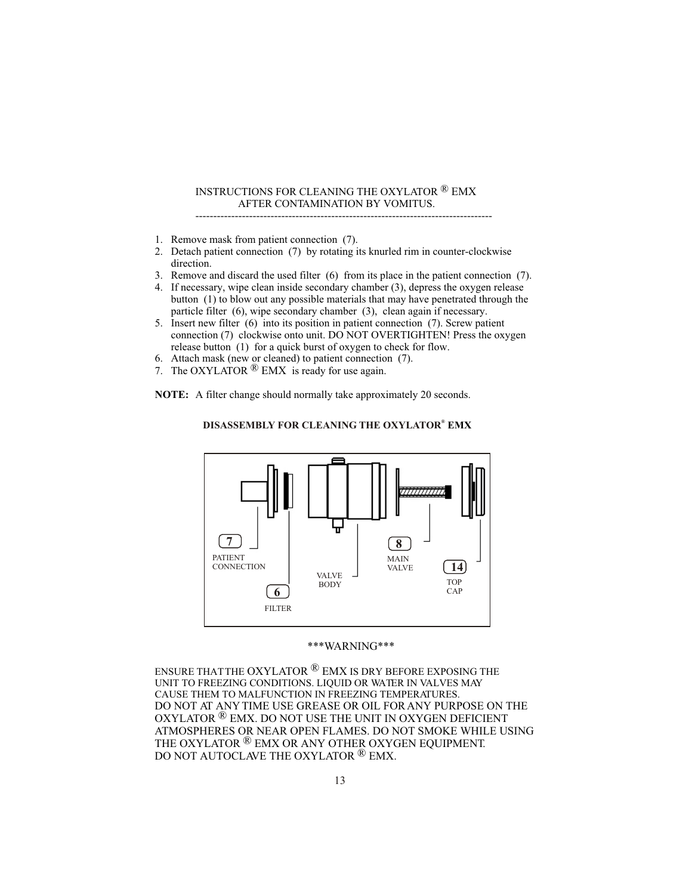## INSTRUCTIONS FOR CLEANING THE OXYLATOR ® EMX AFTER CONTAMINATION BY VOMITUS.

1. Remove mask from patient connection (7).
2. Detach patient connection (7) by rotating its knurled rim in counter-clockwise direction.
3. Remove and discard the used filter (6) from its place in the patient connection (7).
4. If necessary, wipe clean inside secondary chamber (3), depress the oxygen release button (1) to blow out any possible materials that may have penetrated through the particle filter (6), wipe secondary chamber (3), clean again if necessary.
5. Insert new filter (6) into its position in patient connection (7). Screw patient connection (7) clockwise onto unit. DO NOT OVERTIGHTEN! Press the oxygen release button (1) for a quick burst of oxygen to check for flow.
6. Attach mask (new or cleaned) to patient connection (7).
7. The OXYLATOR ® EMX is ready for use again.

**NOTE:** A filter change should normally take approximately 20 seconds.

### DISASSEMBLY FOR CLEANING THE OXYLATOR® EMX

7 PATIENT CONNECTION

6 FILTER

VALVE BODY

8 MAIN VALVE

14 TOP CAP

\*\*\*WARNING\*\*\*

ENSURE THAT THE OXYLATOR ® EMX IS DRY BEFORE EXPOSING THE UNIT TO FREEZING CONDITIONS. LIQUID OR WATER IN VALVES MAY CAUSE THEM TO MALFUNCTION IN FREEZING TEMPERATURES.
DO NOT AT ANY TIME USE GREASE OR OIL FOR ANY PURPOSE ON THE OXYLATOR ® EMX. DO NOT USE THE UNIT IN OXYGEN DEFICIENT ATMOSPHERES OR NEAR OPEN FLAMES. DO NOT SMOKE WHILE USING THE OXYLATOR ® EMX OR ANY OTHER OXYGEN EQUIPMENT.
DO NOT AUTOCLAVE THE OXYLATOR ® EMX.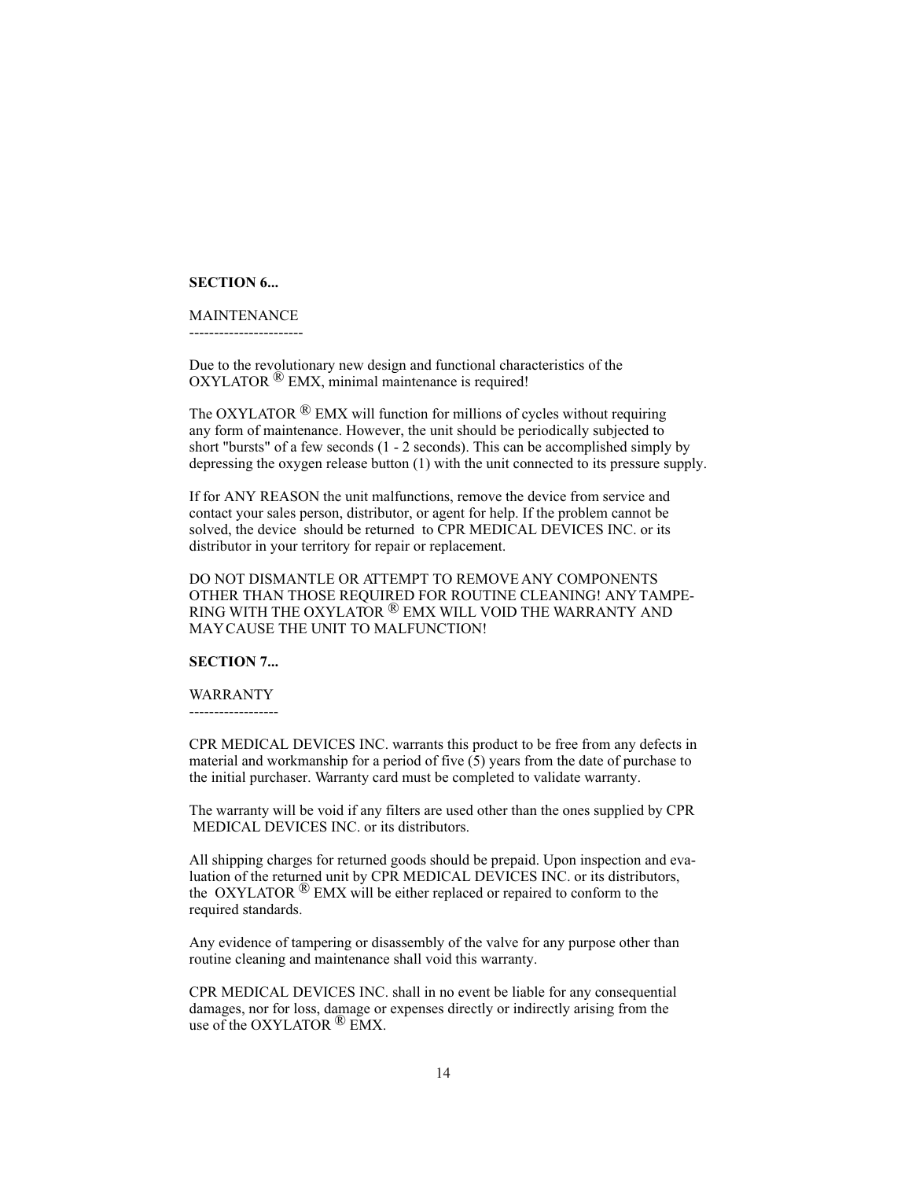**SECTION 6...**

MAINTENANCE
----------------------

Due to the revolutionary new design and functional characteristics of the OXYLATOR ® EMX, minimal maintenance is required!

The OXYLATOR ® EMX will function for millions of cycles without requiring any form of maintenance. However, the unit should be periodically subjected to short "bursts" of a few seconds (1 - 2 seconds). This can be accomplished simply by depressing the oxygen release button (1) with the unit connected to its pressure supply.

If for ANY REASON the unit malfunctions, remove the device from service and contact your sales person, distributor, or agent for help. If the problem cannot be solved, the device should be returned to CPR MEDICAL DEVICES INC. or its distributor in your territory for repair or replacement.

DO NOT DISMANTLE OR ATTEMPT TO REMOVE ANY COMPONENTS OTHER THAN THOSE REQUIRED FOR ROUTINE CLEANING! ANY TAMPERING WITH THE OXYLATOR ® EMX WILL VOID THE WARRANTY AND MAY CAUSE THE UNIT TO MALFUNCTION!

**SECTION 7...**

WARRANTY
------------------

CPR MEDICAL DEVICES INC. warrants this product to be free from any defects in material and workmanship for a period of five (5) years from the date of purchase to the initial purchaser. Warranty card must be completed to validate warranty.

The warranty will be void if any filters are used other than the ones supplied by CPR MEDICAL DEVICES INC. or its distributors.

All shipping charges for returned goods should be prepaid. Upon inspection and evaluation of the returned unit by CPR MEDICAL DEVICES INC. or its distributors, the OXYLATOR ® EMX will be either replaced or repaired to conform to the required standards.

Any evidence of tampering or disassembly of the valve for any purpose other than routine cleaning and maintenance shall void this warranty.

CPR MEDICAL DEVICES INC. shall in no event be liable for any consequential damages, nor for loss, damage or expenses directly or indirectly arising from the use of the OXYLATOR ® EMX.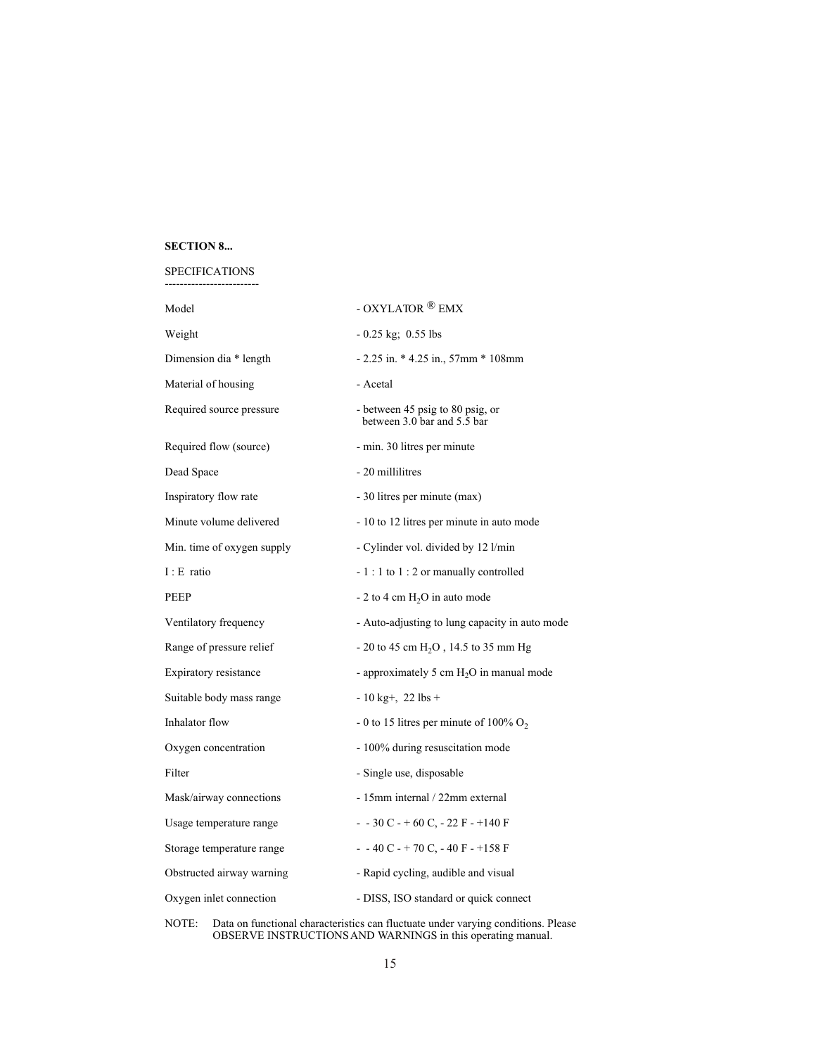**SECTION 8...**

SPECIFICATIONS

-------------------------

| | |
|---|---|
| Model | - OXYLATOR ® EMX |
| Weight | - 0.25 kg; 0.55 lbs |
| Dimension dia * length | - 2.25 in. * 4.25 in., 57mm * 108mm |
| Material of housing | - Acetal |
| Required source pressure | - between 45 psig to 80 psig, or between 3.0 bar and 5.5 bar |
| Required flow (source) | - min. 30 litres per minute |
| Dead Space | - 20 millilitres |
| Inspiratory flow rate | - 30 litres per minute (max) |
| Minute volume delivered | - 10 to 12 litres per minute in auto mode |
| Min. time of oxygen supply | - Cylinder vol. divided by 12 l/min |
| I : E ratio | - 1 : 1 to 1 : 2 or manually controlled |
| PEEP | - 2 to 4 cm $H_2O$ in auto mode |
| Ventilatory frequency | - Auto-adjusting to lung capacity in auto mode |
| Range of pressure relief | - 20 to 45 cm $H_2O$ , 14.5 to 35 mm Hg |
| Expiratory resistance | - approximately 5 cm $H_2O$ in manual mode |
| Suitable body mass range | - 10 kg+, 22 lbs + |
| Inhalator flow | - 0 to 15 litres per minute of 100% $O_2$ |
| Oxygen concentration | - 100% during resuscitation mode |
| Filter | - Single use, disposable |
| Mask/airway connections | - 15mm internal / 22mm external |
| Usage temperature range | - - 30 C - + 60 C, - 22 F - +140 F |
| Storage temperature range | - - 40 C - + 70 C, - 40 F - +158 F |
| Obstructed airway warning | - Rapid cycling, audible and visual |
| Oxygen inlet connection | - DISS, ISO standard or quick connect |

NOTE: Data on functional characteristics can fluctuate under varying conditions. Please OBSERVE INSTRUCTIONS AND WARNINGS in this operating manual.